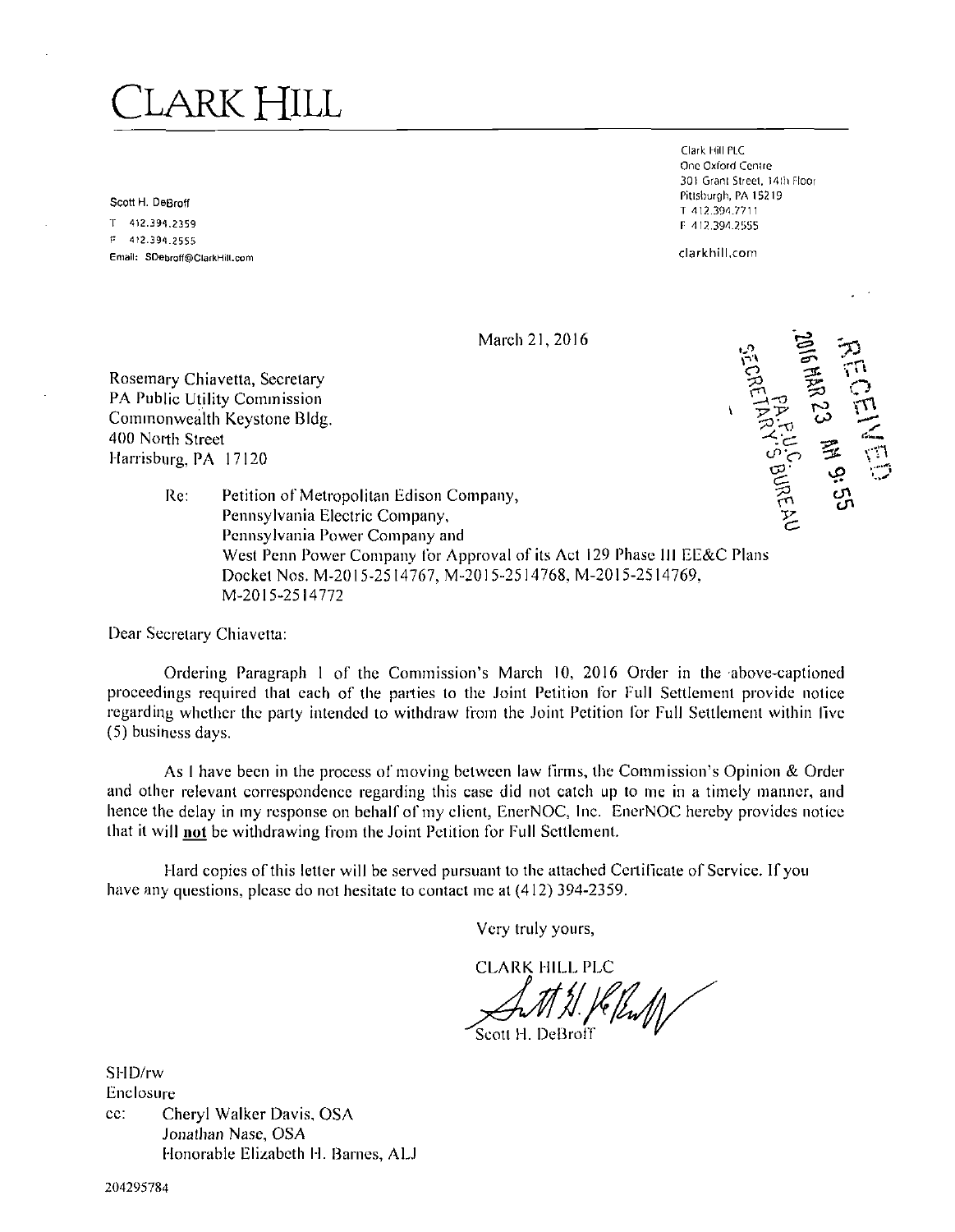# CLARK HILL

Scott H. DeBroff
T 412.394.2359
F 412.394.2555
Email: SDebroff@ClarkHill.com

Clark Hill PLC
One Oxford Centre
301 Grant Street, 14th Floor
Pittsburgh, PA 15219
T 412.394.7711
F 412.394.2555

clarkhill.com

RECEIVED
2016 MAR 23 AM 9:55
PA.P.U.C.
SECRETARY'S BUREAU

March 21, 2016

Rosemary Chiavetta, Secretary
PA Public Utility Commission
Commonwealth Keystone Bldg.
400 North Street
Harrisburg, PA 17120

Re: Petition of Metropolitan Edison Company,
Pennsylvania Electric Company,
Pennsylvania Power Company and
West Penn Power Company for Approval of its Act 129 Phase III EE&C Plans
Docket Nos. M-2015-2514767, M-2015-2514768, M-2015-2514769,
M-2015-2514772

Dear Secretary Chiavetta:

Ordering Paragraph 1 of the Commission's March 10, 2016 Order in the above-captioned proceedings required that each of the parties to the Joint Petition for Full Settlement provide notice regarding whether the party intended to withdraw from the Joint Petition for Full Settlement within five (5) business days.

As I have been in the process of moving between law firms, the Commission's Opinion & Order and other relevant correspondence regarding this case did not catch up to me in a timely manner, and hence the delay in my response on behalf of my client, EnerNOC, Inc. EnerNOC hereby provides notice that it will **not** be withdrawing from the Joint Petition for Full Settlement.

Hard copies of this letter will be served pursuant to the attached Certificate of Service. If you have any questions, please do not hesitate to contact me at (412) 394-2359.

Very truly yours,

CLARK HILL PLC

Scott H. DeBroff

SHD/rw
Enclosure
cc: Cheryl Walker Davis, OSA
Jonathan Nase, OSA
Honorable Elizabeth H. Barnes, ALJ

204295784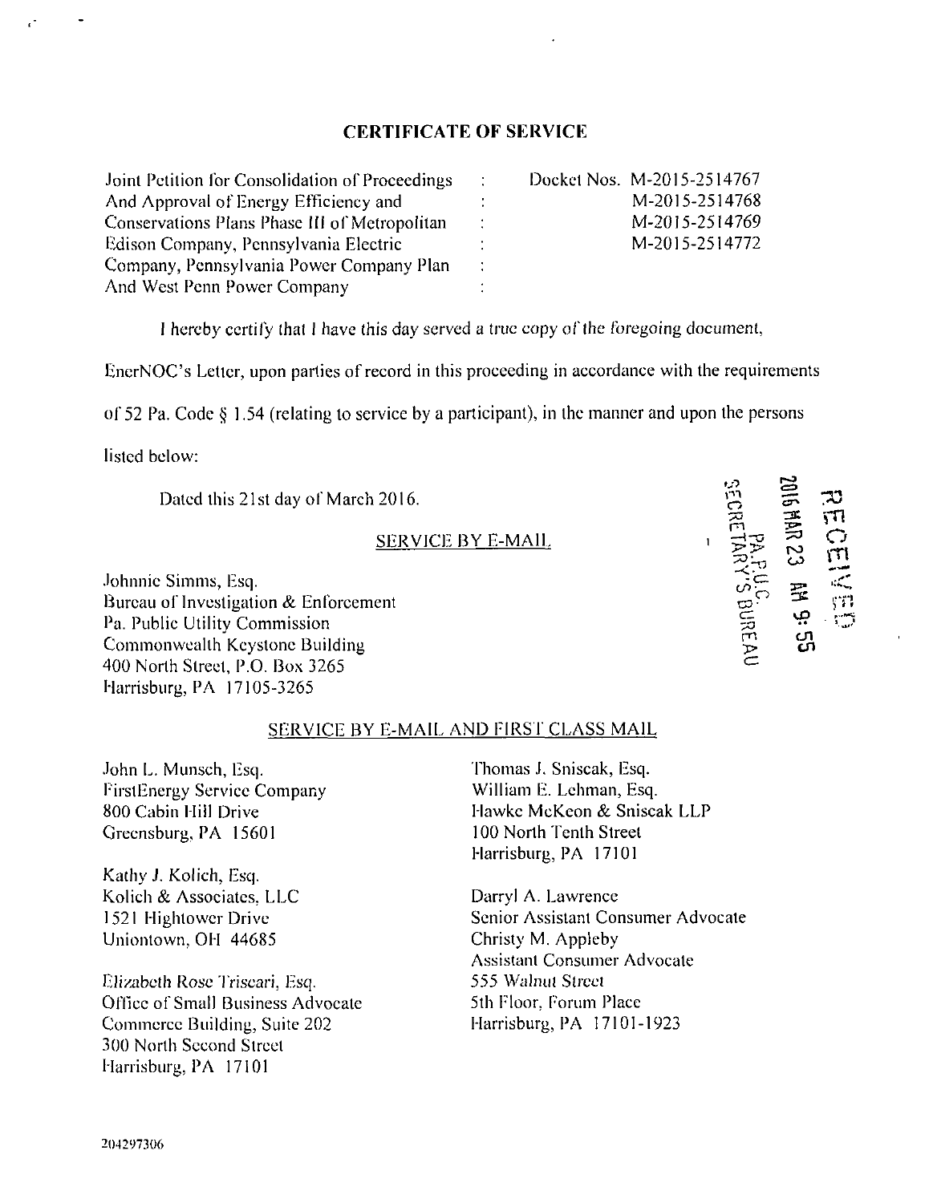## CERTIFICATE OF SERVICE

| | | |
|---|---|---|
| Joint Petition for Consolidation of Proceedings | : | Docket Nos. M-2015-2514767 |
| And Approval of Energy Efficiency and | : | M-2015-2514768 |
| Conservations Plans Phase III of Metropolitan | : | M-2015-2514769 |
| Edison Company, Pennsylvania Electric | : | M-2015-2514772 |
| Company, Pennsylvania Power Company Plan | : | |
| And West Penn Power Company | : | |

I hereby certify that I have this day served a true copy of the foregoing document, EnerNOC's Letter, upon parties of record in this proceeding in accordance with the requirements of 52 Pa. Code § 1.54 (relating to service by a participant), in the manner and upon the persons listed below:

Dated this 21st day of March 2016.

RECEIVED
2016 MAR 23 AM 9:55
PA.P.U.C.
SECRETARY'S BUREAU

SERVICE BY E-MAIL

Johnnie Simms, Esq.
Bureau of Investigation & Enforcement
Pa. Public Utility Commission
Commonwealth Keystone Building
400 North Street, P.O. Box 3265
Harrisburg, PA 17105-3265

SERVICE BY E-MAIL AND FIRST CLASS MAIL

John L. Munsch, Esq.
FirstEnergy Service Company
800 Cabin Hill Drive
Greensburg, PA 15601

Kathy J. Kolich, Esq.
Kolich & Associates, LLC
1521 Hightower Drive
Uniontown, OH 44685

Elizabeth Rose Triscari, Esq.
Office of Small Business Advocate
Commerce Building, Suite 202
300 North Second Street
Harrisburg, PA 17101

Thomas J. Sniscak, Esq.
William E. Lehman, Esq.
Hawke McKeon & Sniscak LLP
100 North Tenth Street
Harrisburg, PA 17101

Darryl A. Lawrence
Senior Assistant Consumer Advocate
Christy M. Appleby
Assistant Consumer Advocate
555 Walnut Street
5th Floor, Forum Place
Harrisburg, PA 17101-1923

204297306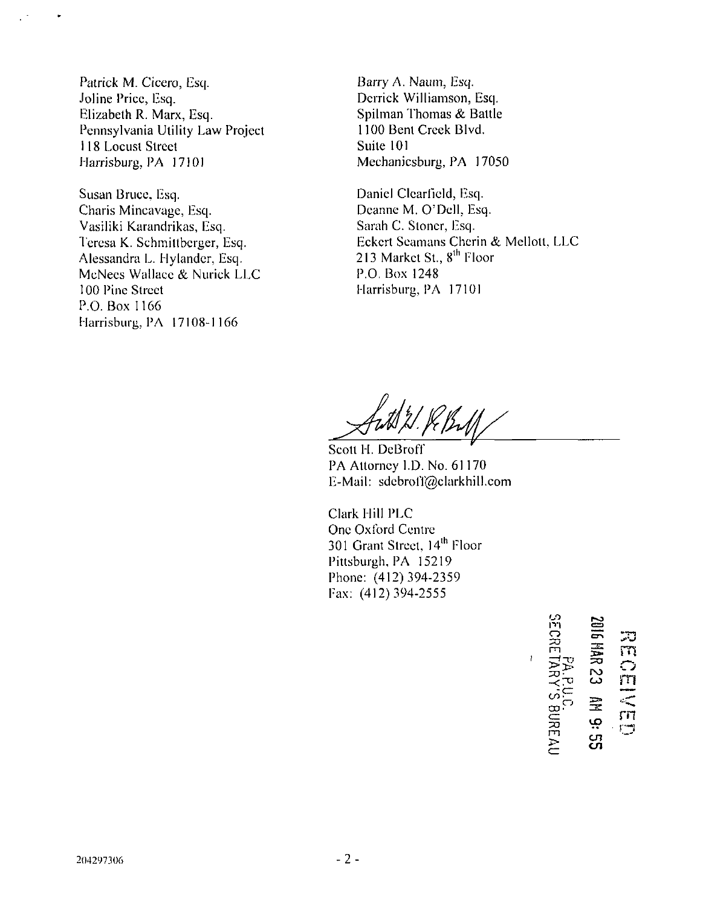Patrick M. Cicero, Esq.
Joline Price, Esq.
Elizabeth R. Marx, Esq.
Pennsylvania Utility Law Project
118 Locust Street
Harrisburg, PA 17101

Susan Bruce, Esq.
Charis Mincavage, Esq.
Vasiliki Karandrikas, Esq.
Teresa K. Schmittberger, Esq.
Alessandra L. Hylander, Esq.
McNees Wallace & Nurick LLC
100 Pine Street
P.O. Box 1166
Harrisburg, PA 17108-1166

Barry A. Naum, Esq.
Derrick Williamson, Esq.
Spilman Thomas & Battle
1100 Bent Creek Blvd.
Suite 101
Mechanicsburg, PA 17050

Daniel Clearfield, Esq.
Deanne M. O'Dell, Esq.
Sarah C. Stoner, Esq.
Eckert Seamans Cherin & Mellott, LLC
213 Market St., 8th Floor
P.O. Box 1248
Harrisburg, PA 17101

Scott H. DeBroff
PA Attorney I.D. No. 61170
E-Mail: sdebroff@clarkhill.com

Clark Hill PLC
One Oxford Centre
301 Grant Street, 14th Floor
Pittsburgh, PA 15219
Phone: (412) 394-2359
Fax: (412) 394-2555

RECEIVED
2016 MAR 23 AM 9:55
PA.P.U.C.
SECRETARY'S BUREAU

204297306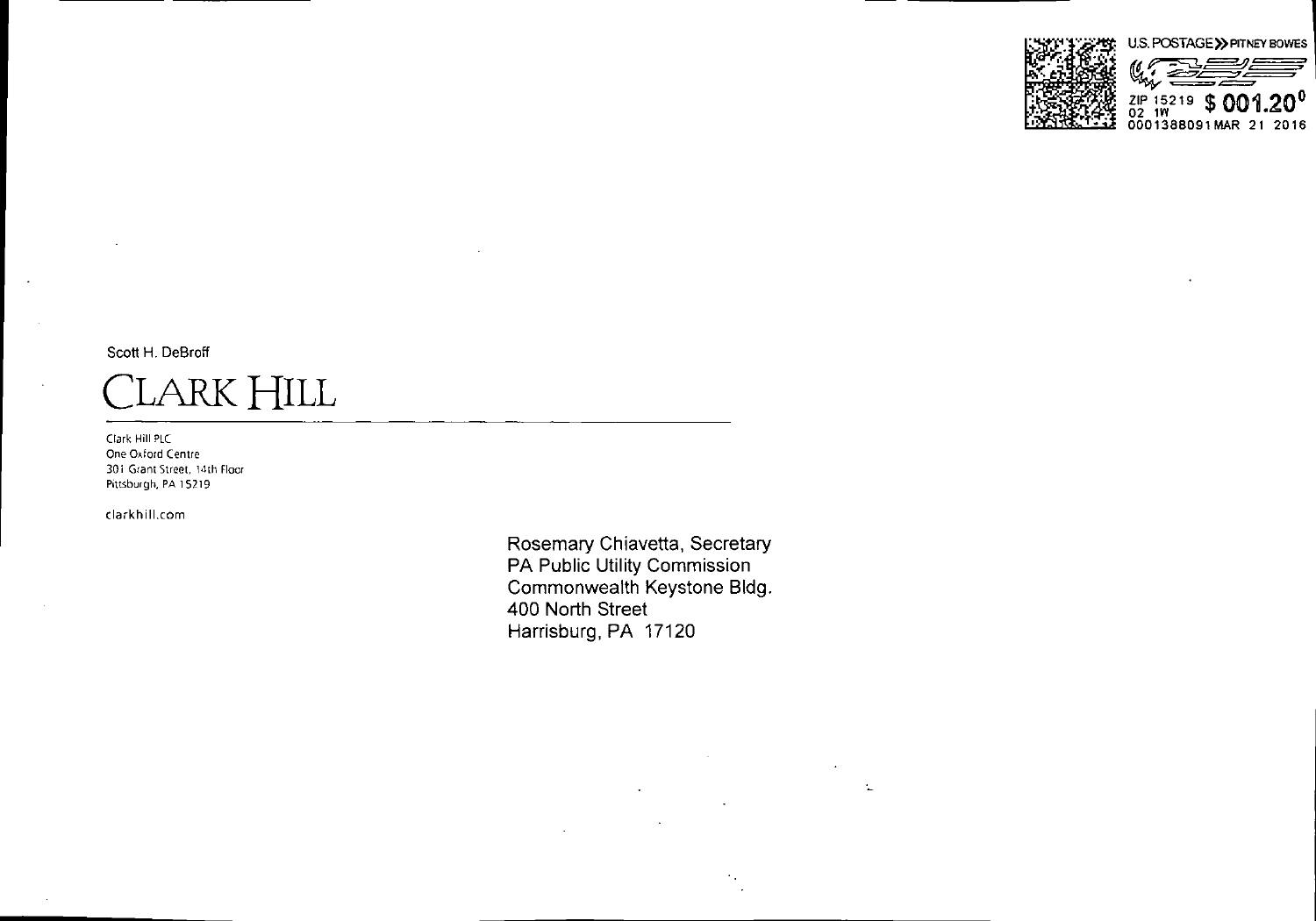U.S. POSTAGE » PITNEY BOWES

ZIP 15219 $ 001.20[0]
02 1W
0001388091 MAR 21 2016

Scott H. DeBroff

CLARK HILL

Clark Hill PLC
One Oxford Centre
301 Grant Street, 14th Floor
Pittsburgh, PA 15219

clarkhill.com

Rosemary Chiavetta, Secretary
PA Public Utility Commission
Commonwealth Keystone Bldg.
400 North Street
Harrisburg, PA 17120